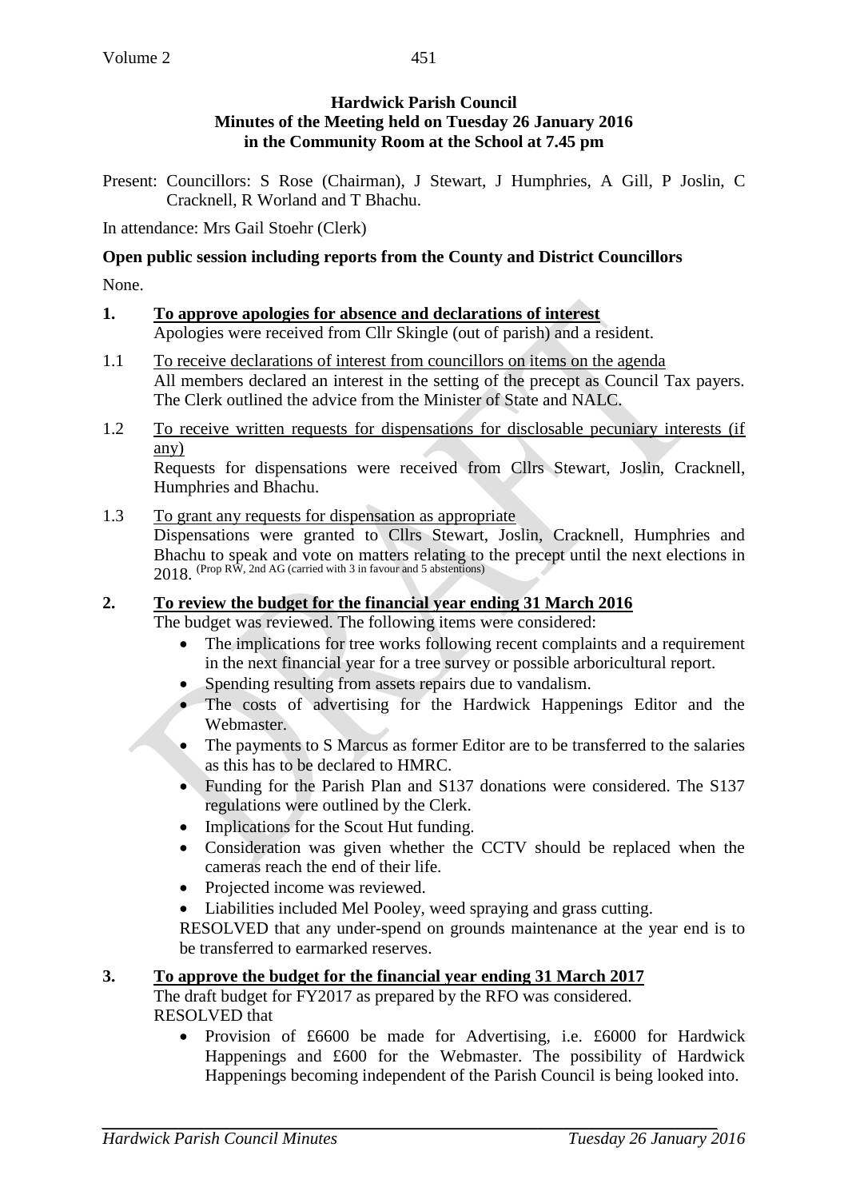**Hardwick Parish Council**
**Minutes of the Meeting held on Tuesday 26 January 2016**
**in the Community Room at the School at 7.45 pm**

Present: Councillors: S Rose (Chairman), J Stewart, J Humphries, A Gill, P Joslin, C Cracknell, R Worland and T Bhachu.

In attendance: Mrs Gail Stoehr (Clerk)

**Open public session including reports from the County and District Councillors**

None.

**1. To approve apologies for absence and declarations of interest**

Apologies were received from Cllr Skingle (out of parish) and a resident.

1.1 To receive declarations of interest from councillors on items on the agenda

All members declared an interest in the setting of the precept as Council Tax payers. The Clerk outlined the advice from the Minister of State and NALC.

1.2 To receive written requests for dispensations for disclosable pecuniary interests (if any)

Requests for dispensations were received from Cllrs Stewart, Joslin, Cracknell, Humphries and Bhachu.

1.3 To grant any requests for dispensation as appropriate

Dispensations were granted to Cllrs Stewart, Joslin, Cracknell, Humphries and Bhachu to speak and vote on matters relating to the precept until the next elections in 2018. (Prop RW, 2nd AG (carried with 3 in favour and 5 abstentions)

**2. To review the budget for the financial year ending 31 March 2016**

The budget was reviewed. The following items were considered:

- The implications for tree works following recent complaints and a requirement in the next financial year for a tree survey or possible arboricultural report.
- Spending resulting from assets repairs due to vandalism.
- The costs of advertising for the Hardwick Happenings Editor and the Webmaster.
- The payments to S Marcus as former Editor are to be transferred to the salaries as this has to be declared to HMRC.
- Funding for the Parish Plan and S137 donations were considered. The S137 regulations were outlined by the Clerk.
- Implications for the Scout Hut funding.
- Consideration was given whether the CCTV should be replaced when the cameras reach the end of their life.
- Projected income was reviewed.
- Liabilities included Mel Pooley, weed spraying and grass cutting.

RESOLVED that any under-spend on grounds maintenance at the year end is to be transferred to earmarked reserves.

**3. To approve the budget for the financial year ending 31 March 2017**

The draft budget for FY2017 as prepared by the RFO was considered.

RESOLVED that

- Provision of £6600 be made for Advertising, i.e. £6000 for Hardwick Happenings and £600 for the Webmaster. The possibility of Hardwick Happenings becoming independent of the Parish Council is being looked into.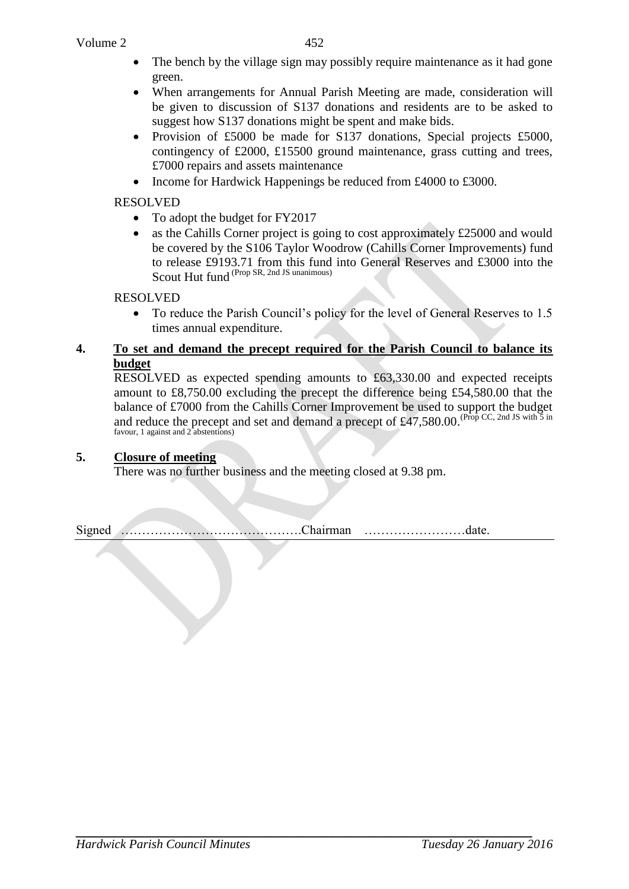- The bench by the village sign may possibly require maintenance as it had gone green.
- When arrangements for Annual Parish Meeting are made, consideration will be given to discussion of S137 donations and residents are to be asked to suggest how S137 donations might be spent and make bids.
- Provision of £5000 be made for S137 donations, Special projects £5000, contingency of £2000, £15500 ground maintenance, grass cutting and trees, £7000 repairs and assets maintenance
- Income for Hardwick Happenings be reduced from £4000 to £3000.

RESOLVED

- To adopt the budget for FY2017
- as the Cahills Corner project is going to cost approximately £25000 and would be covered by the S106 Taylor Woodrow (Cahills Corner Improvements) fund to release £9193.71 from this fund into General Reserves and £3000 into the Scout Hut fund (Prop SR, 2nd JS unanimous)

RESOLVED

- To reduce the Parish Council's policy for the level of General Reserves to 1.5 times annual expenditure.

**4. To set and demand the precept required for the Parish Council to balance its budget**

RESOLVED as expected spending amounts to £63,330.00 and expected receipts amount to £8,750.00 excluding the precept the difference being £54,580.00 that the balance of £7000 from the Cahills Corner Improvement be used to support the budget and reduce the precept and set and demand a precept of £47,580.00. (Prop CC, 2nd JS with 5 in favour, 1 against and 2 abstentions)

**5. Closure of meeting**

There was no further business and the meeting closed at 9.38 pm.

Signed ……………………………………Chairman ……………………date.